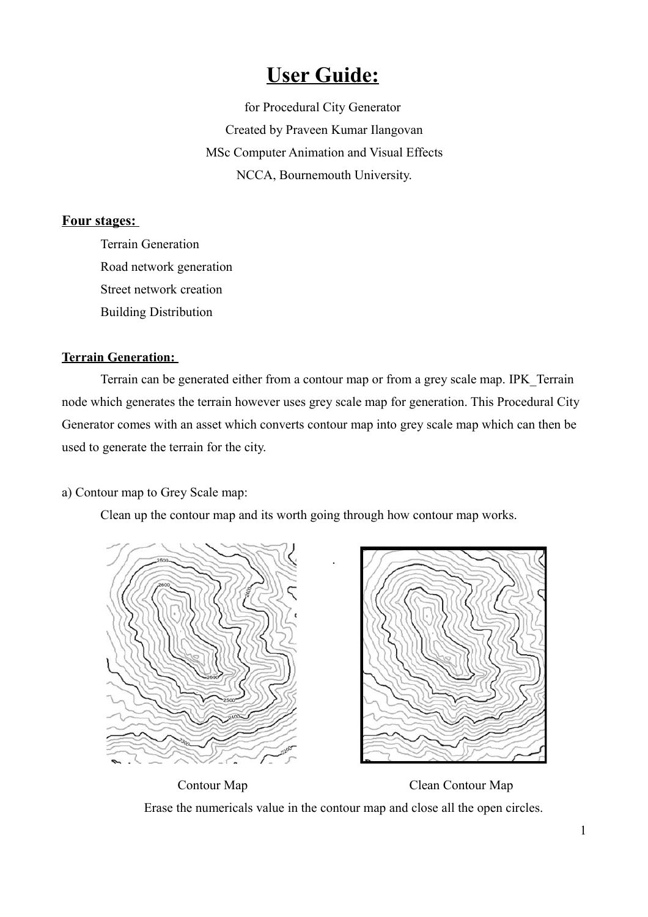# User Guide:

for Procedural City Generator

Created by Praveen Kumar Ilangovan

MSc Computer Animation and Visual Effects

NCCA, Bournemouth University.

**Four stages:**

- Terrain Generation
- Road network generation
- Street network creation
- Building Distribution

**Terrain Generation:**

Terrain can be generated either from a contour map or from a grey scale map. IPK_Terrain node which generates the terrain however uses grey scale map for generation. This Procedural City Generator comes with an asset which converts contour map into grey scale map which can then be used to generate the terrain for the city.

a) Contour map to Grey Scale map:

Clean up the contour map and its worth going through how contour map works.

Contour Map

Clean Contour Map

Erase the numericals value in the contour map and close all the open circles.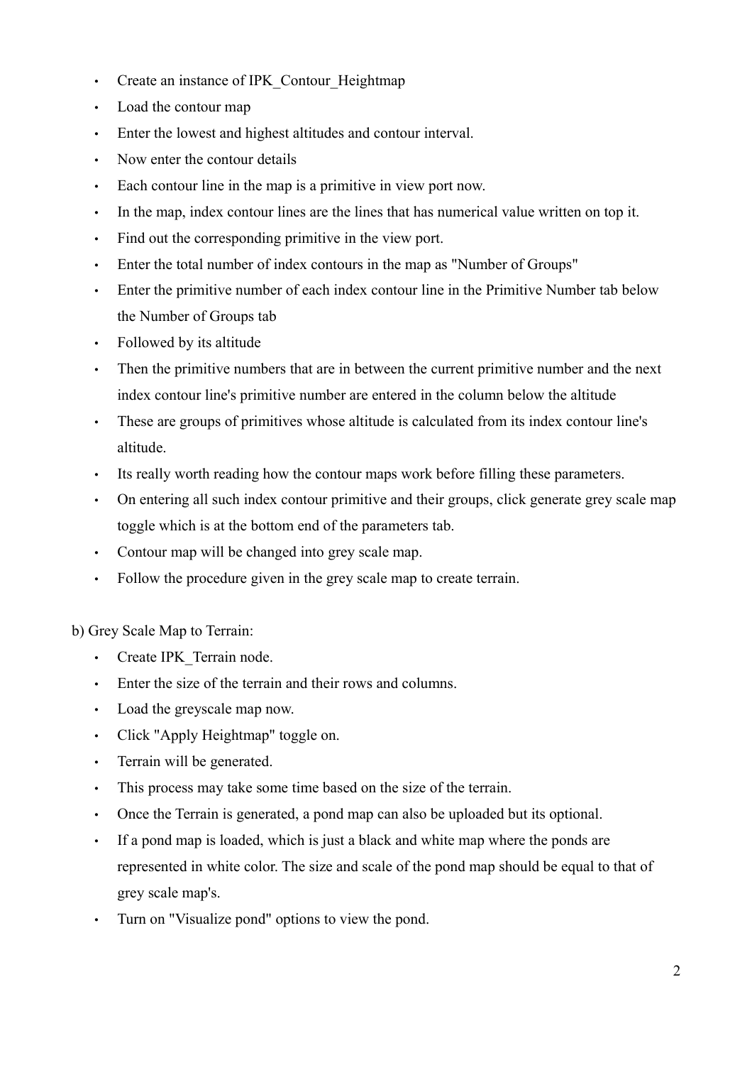- Create an instance of IPK_Contour_Heightmap
- Load the contour map
- Enter the lowest and highest altitudes and contour interval.
- Now enter the contour details
- Each contour line in the map is a primitive in view port now.
- In the map, index contour lines are the lines that has numerical value written on top it.
- Find out the corresponding primitive in the view port.
- Enter the total number of index contours in the map as "Number of Groups"
- Enter the primitive number of each index contour line in the Primitive Number tab below the Number of Groups tab
- Followed by its altitude
- Then the primitive numbers that are in between the current primitive number and the next index contour line's primitive number are entered in the column below the altitude
- These are groups of primitives whose altitude is calculated from its index contour line's altitude.
- Its really worth reading how the contour maps work before filling these parameters.
- On entering all such index contour primitive and their groups, click generate grey scale map toggle which is at the bottom end of the parameters tab.
- Contour map will be changed into grey scale map.
- Follow the procedure given in the grey scale map to create terrain.

b) Grey Scale Map to Terrain:

- Create IPK_Terrain node.
- Enter the size of the terrain and their rows and columns.
- Load the greyscale map now.
- Click "Apply Heightmap" toggle on.
- Terrain will be generated.
- This process may take some time based on the size of the terrain.
- Once the Terrain is generated, a pond map can also be uploaded but its optional.
- If a pond map is loaded, which is just a black and white map where the ponds are represented in white color. The size and scale of the pond map should be equal to that of grey scale map's.
- Turn on "Visualize pond" options to view the pond.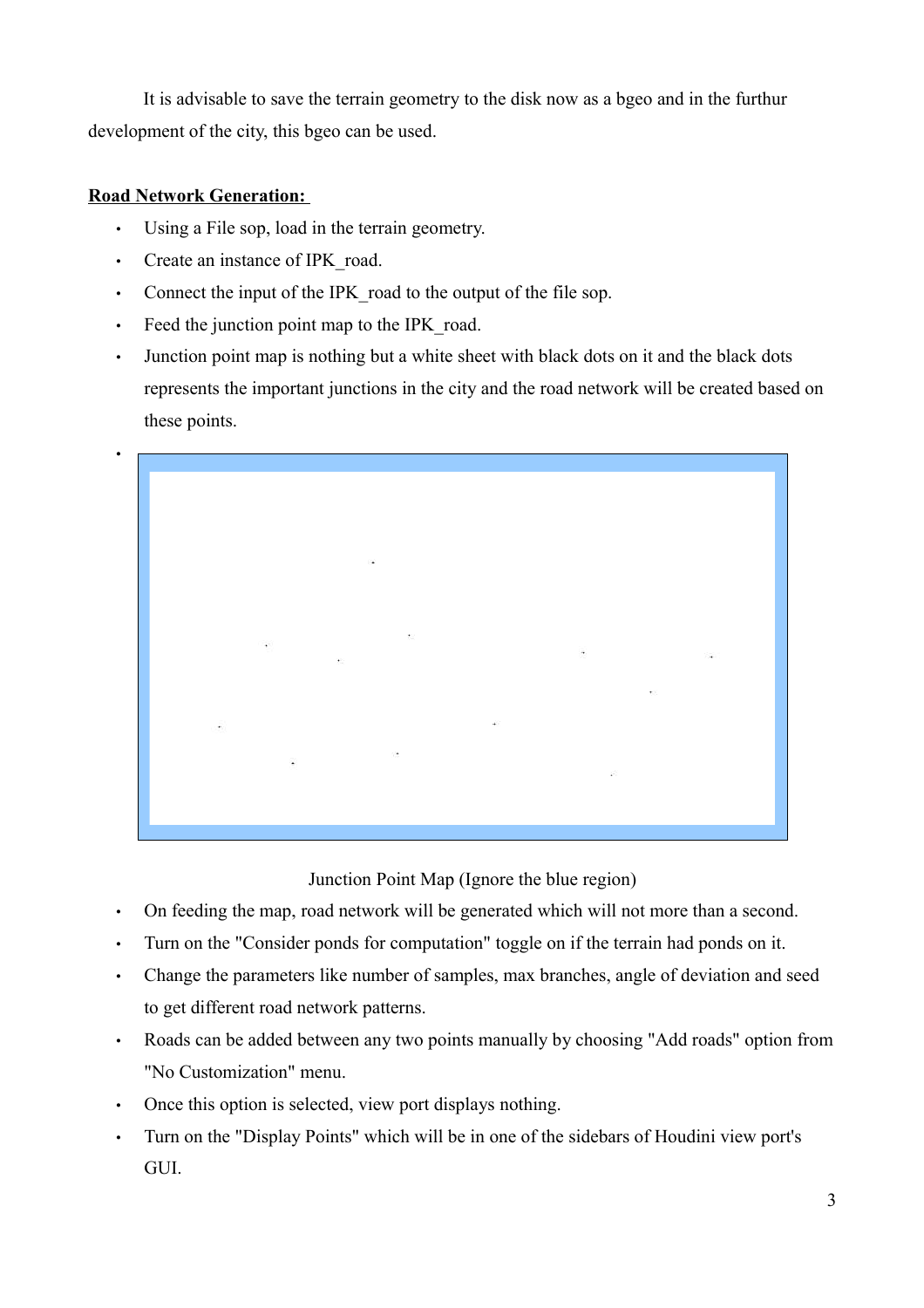It is advisable to save the terrain geometry to the disk now as a bgeo and in the furthur development of the city, this bgeo can be used.

**Road Network Generation:**

- Using a File sop, load in the terrain geometry.
- Create an instance of IPK_road.
- Connect the input of the IPK_road to the output of the file sop.
- Feed the junction point map to the IPK_road.
- Junction point map is nothing but a white sheet with black dots on it and the black dots represents the important junctions in the city and the road network will be created based on these points.
-

Junction Point Map (Ignore the blue region)

- On feeding the map, road network will be generated which will not more than a second.
- Turn on the "Consider ponds for computation" toggle on if the terrain had ponds on it.
- Change the parameters like number of samples, max branches, angle of deviation and seed to get different road network patterns.
- Roads can be added between any two points manually by choosing "Add roads" option from "No Customization" menu.
- Once this option is selected, view port displays nothing.
- Turn on the "Display Points" which will be in one of the sidebars of Houdini view port's GUI.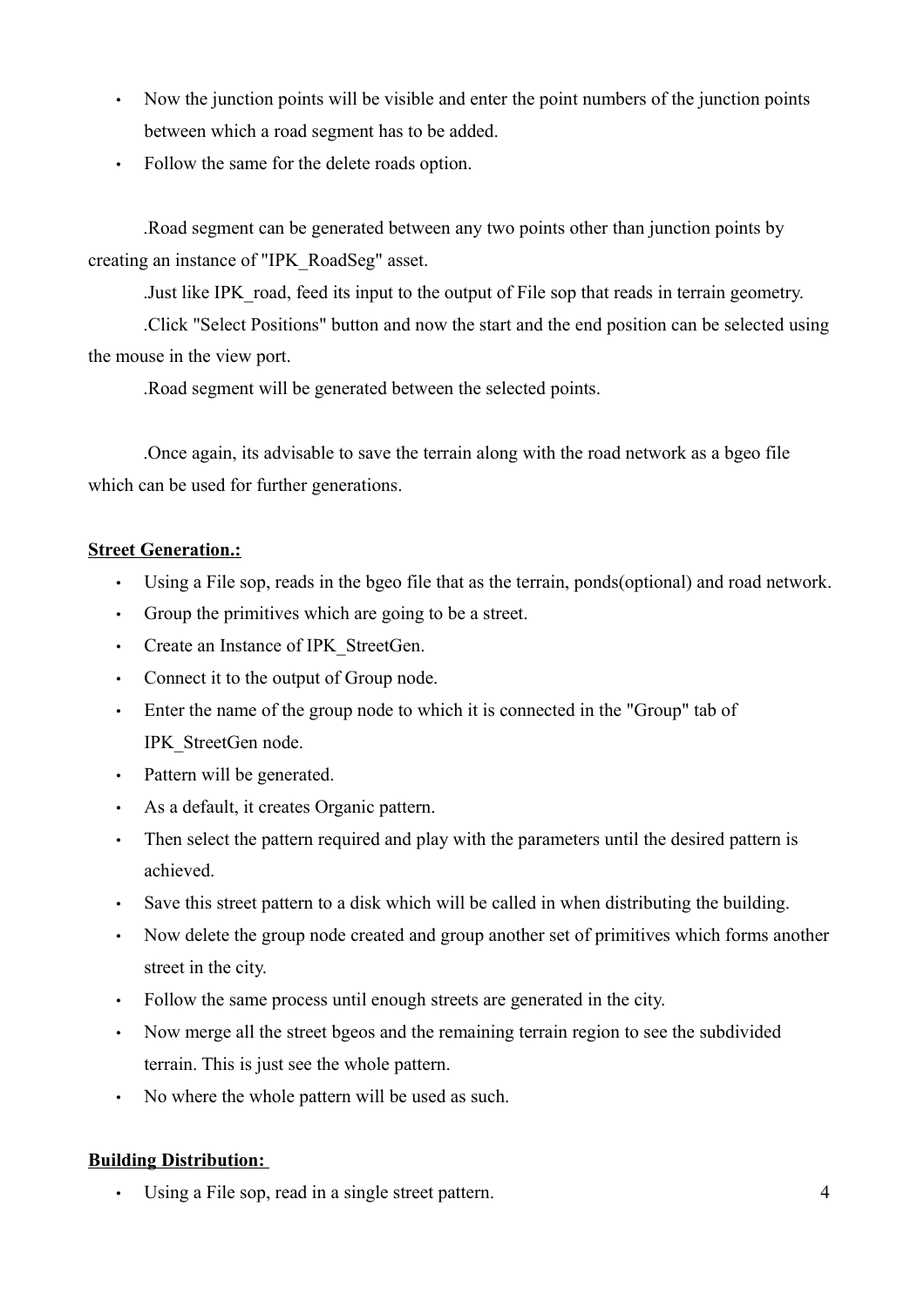- Now the junction points will be visible and enter the point numbers of the junction points between which a road segment has to be added.
- Follow the same for the delete roads option.

.Road segment can be generated between any two points other than junction points by creating an instance of "IPK_RoadSeg" asset.

.Just like IPK_road, feed its input to the output of File sop that reads in terrain geometry.

.Click "Select Positions" button and now the start and the end position can be selected using the mouse in the view port.

.Road segment will be generated between the selected points.

.Once again, its advisable to save the terrain along with the road network as a bgeo file which can be used for further generations.

**Street Generation.:**

- Using a File sop, reads in the bgeo file that as the terrain, ponds(optional) and road network.
- Group the primitives which are going to be a street.
- Create an Instance of IPK_StreetGen.
- Connect it to the output of Group node.
- Enter the name of the group node to which it is connected in the "Group" tab of IPK_StreetGen node.
- Pattern will be generated.
- As a default, it creates Organic pattern.
- Then select the pattern required and play with the parameters until the desired pattern is achieved.
- Save this street pattern to a disk which will be called in when distributing the building.
- Now delete the group node created and group another set of primitives which forms another street in the city.
- Follow the same process until enough streets are generated in the city.
- Now merge all the street bgeos and the remaining terrain region to see the subdivided terrain. This is just see the whole pattern.
- No where the whole pattern will be used as such.

**Building Distribution:**

- Using a File sop, read in a single street pattern.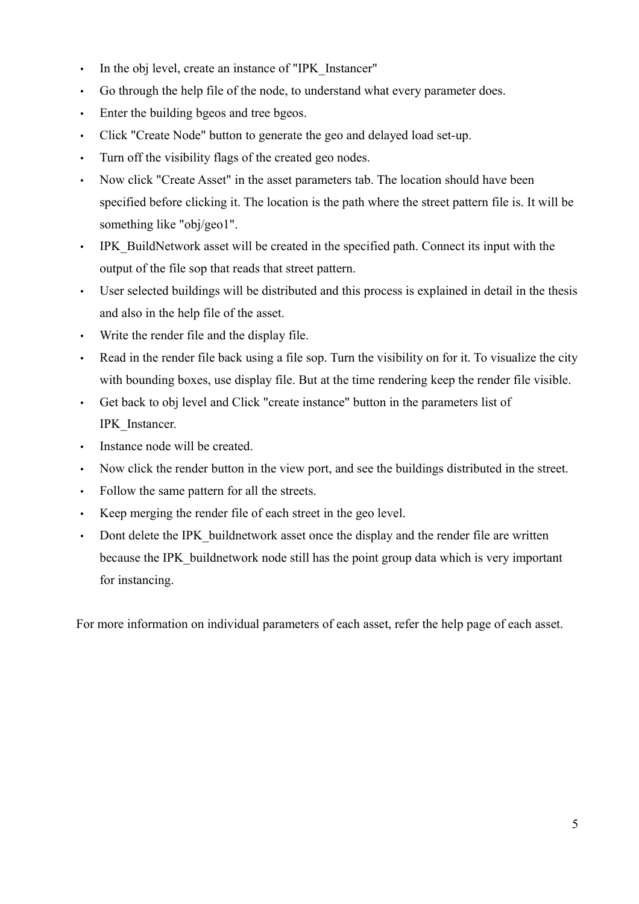- In the obj level, create an instance of "IPK_Instancer"
- Go through the help file of the node, to understand what every parameter does.
- Enter the building bgeos and tree bgeos.
- Click "Create Node" button to generate the geo and delayed load set-up.
- Turn off the visibility flags of the created geo nodes.
- Now click "Create Asset" in the asset parameters tab. The location should have been specified before clicking it. The location is the path where the street pattern file is. It will be something like "obj/geo1".
- IPK_BuildNetwork asset will be created in the specified path. Connect its input with the output of the file sop that reads that street pattern.
- User selected buildings will be distributed and this process is explained in detail in the thesis and also in the help file of the asset.
- Write the render file and the display file.
- Read in the render file back using a file sop. Turn the visibility on for it. To visualize the city with bounding boxes, use display file. But at the time rendering keep the render file visible.
- Get back to obj level and Click "create instance" button in the parameters list of IPK_Instancer.
- Instance node will be created.
- Now click the render button in the view port, and see the buildings distributed in the street.
- Follow the same pattern for all the streets.
- Keep merging the render file of each street in the geo level.
- Dont delete the IPK_buildnetwork asset once the display and the render file are written because the IPK_buildnetwork node still has the point group data which is very important for instancing.

For more information on individual parameters of each asset, refer the help page of each asset.